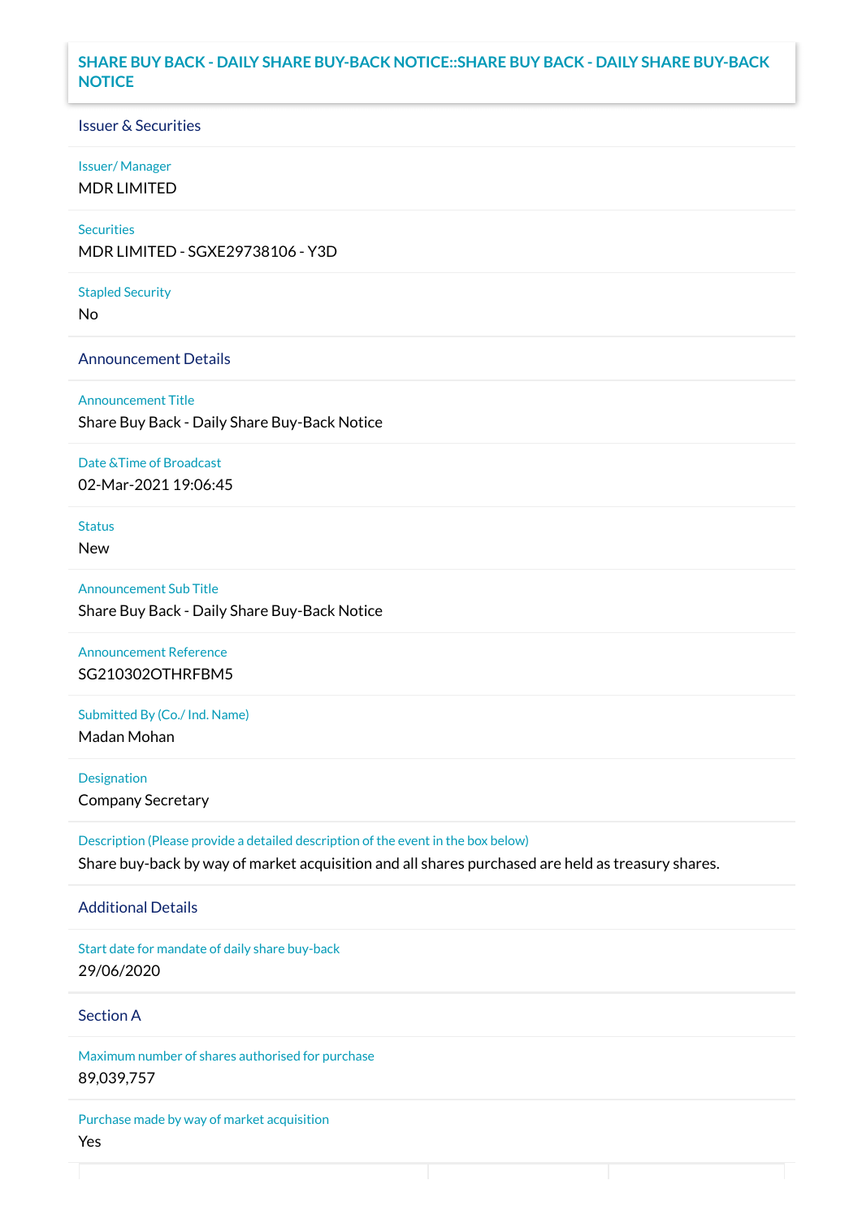# SHARE BUY BACK - DAILY SHARE BUY-BACK NOTICE::SHARE BUY BACK - DAILY SHARE BUY-BACK NOTICE

## Issuer & Securities

**Issuer/ Manager**
MDR LIMITED

**Securities**
MDR LIMITED - SGXE29738106 - Y3D

**Stapled Security**
No

## Announcement Details

**Announcement Title**
Share Buy Back - Daily Share Buy-Back Notice

**Date &Time of Broadcast**
02-Mar-2021 19:06:45

**Status**
New

**Announcement Sub Title**
Share Buy Back - Daily Share Buy-Back Notice

**Announcement Reference**
SG210302OTHRFBM5

**Submitted By (Co./ Ind. Name)**
Madan Mohan

**Designation**
Company Secretary

**Description (Please provide a detailed description of the event in the box below)**
Share buy-back by way of market acquisition and all shares purchased are held as treasury shares.

## Additional Details

**Start date for mandate of daily share buy-back**
29/06/2020

## Section A

**Maximum number of shares authorised for purchase**
89,039,757

**Purchase made by way of market acquisition**
Yes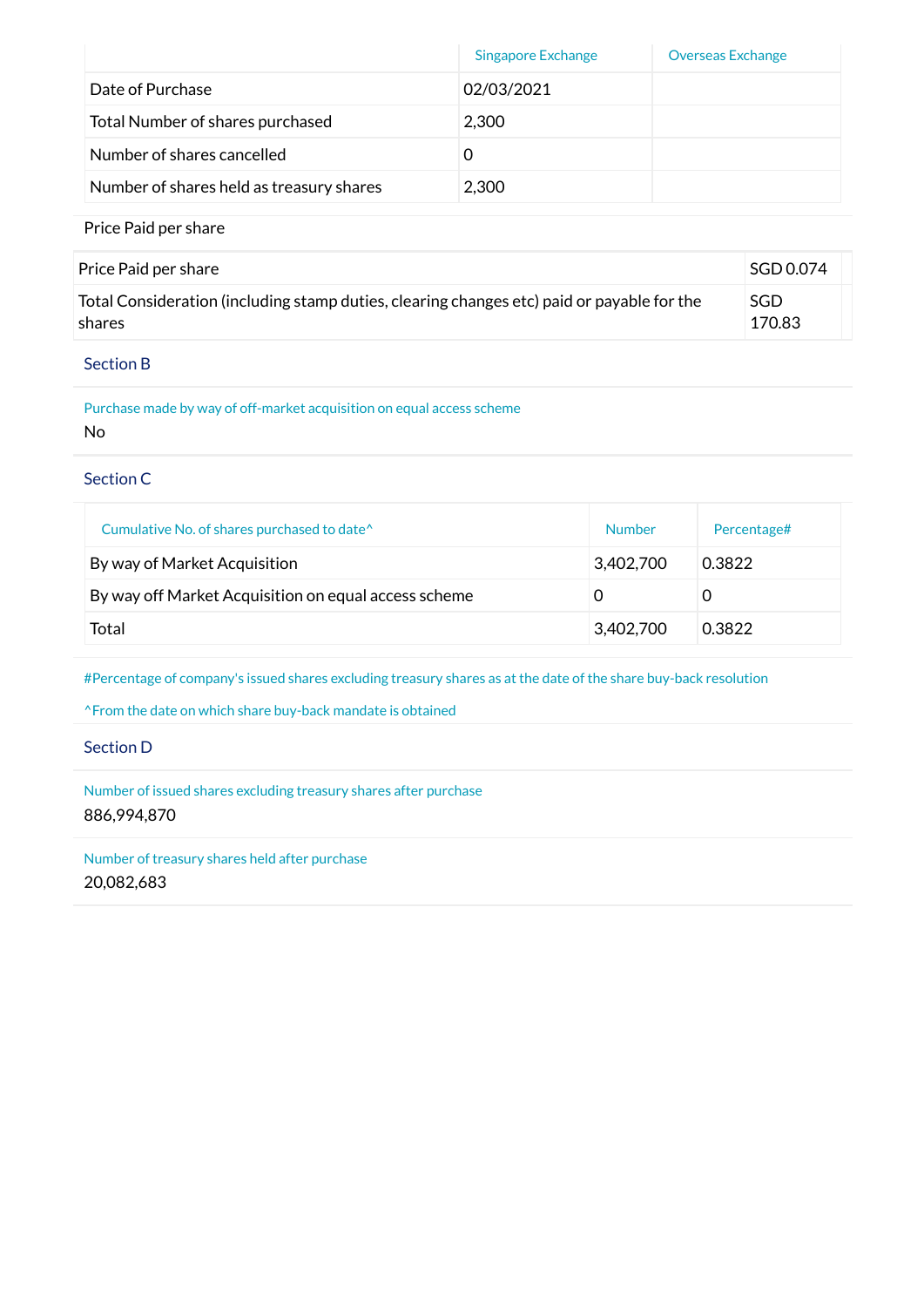| | Singapore Exchange | Overseas Exchange |
|---|---|---|
| Date of Purchase | 02/03/2021 | |
| Total Number of shares purchased | 2,300 | |
| Number of shares cancelled | 0 | |
| Number of shares held as treasury shares | 2,300 | |

Price Paid per share

| | |
|---|---|
| Price Paid per share | SGD 0.074 |
| Total Consideration (including stamp duties, clearing changes etc) paid or payable for the shares | SGD 170.83 |

## Section B

Purchase made by way of off-market acquisition on equal access scheme

No

## Section C

| Cumulative No. of shares purchased to date^ | Number | Percentage# |
|---|---|---|
| By way of Market Acquisition | 3,402,700 | 0.3822 |
| By way off Market Acquisition on equal access scheme | 0 | 0 |
| Total | 3,402,700 | 0.3822 |

#Percentage of company's issued shares excluding treasury shares as at the date of the share buy-back resolution

^From the date on which share buy-back mandate is obtained

## Section D

Number of issued shares excluding treasury shares after purchase

886,994,870

Number of treasury shares held after purchase

20,082,683